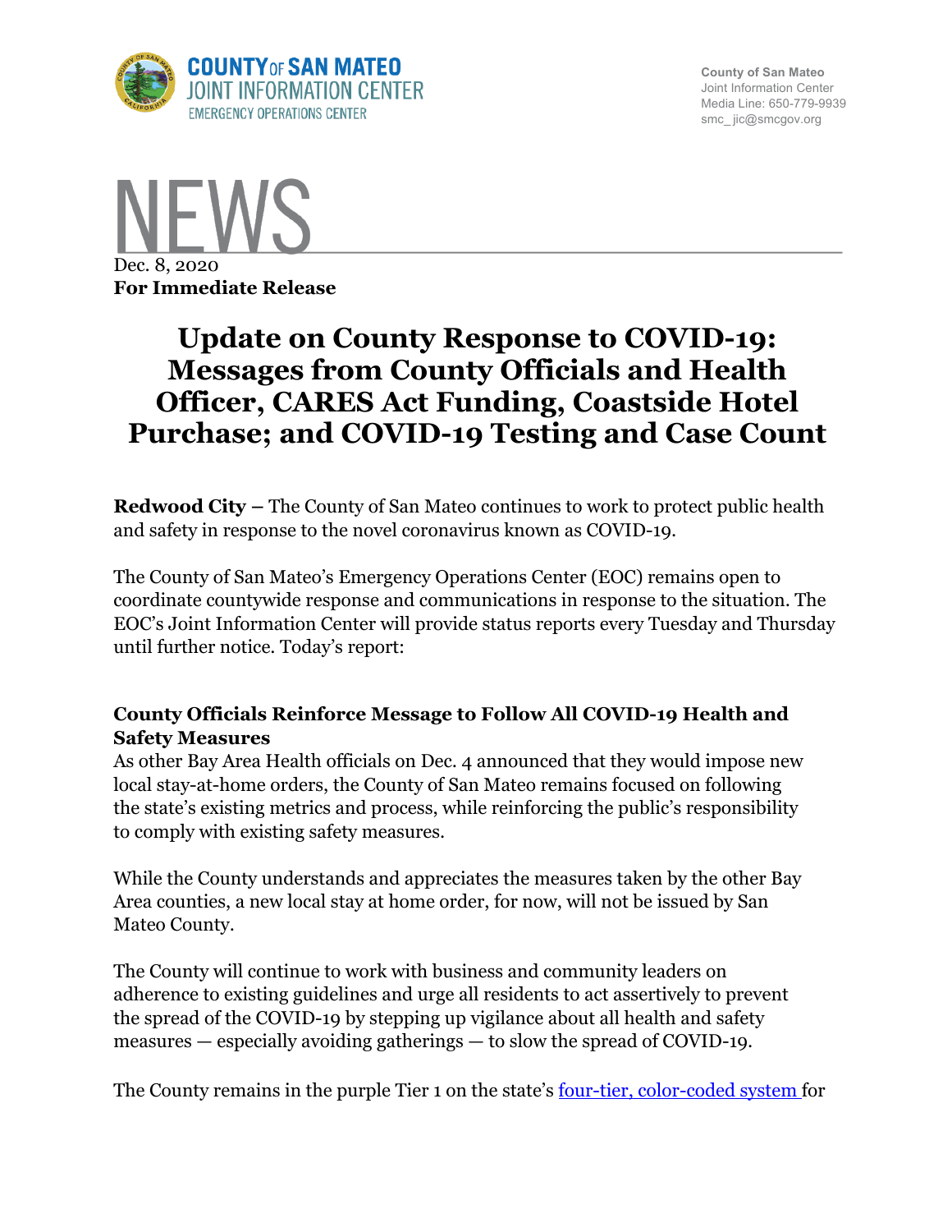County of San Mateo
Joint Information Center
Media Line: 650-779-9939
smc_ jic@smcgov.org

# NEWS

Dec. 8, 2020
**For Immediate Release**

# Update on County Response to COVID-19: Messages from County Officials and Health Officer, CARES Act Funding, Coastside Hotel Purchase; and COVID-19 Testing and Case Count

**Redwood City –** The County of San Mateo continues to work to protect public health and safety in response to the novel coronavirus known as COVID-19.

The County of San Mateo's Emergency Operations Center (EOC) remains open to coordinate countywide response and communications in response to the situation. The EOC's Joint Information Center will provide status reports every Tuesday and Thursday until further notice. Today's report:

### County Officials Reinforce Message to Follow All COVID-19 Health and Safety Measures

As other Bay Area Health officials on Dec. 4 announced that they would impose new local stay-at-home orders, the County of San Mateo remains focused on following the state's existing metrics and process, while reinforcing the public's responsibility to comply with existing safety measures.

While the County understands and appreciates the measures taken by the other Bay Area counties, a new local stay at home order, for now, will not be issued by San Mateo County.

The County will continue to work with business and community leaders on adherence to existing guidelines and urge all residents to act assertively to prevent the spread of the COVID-19 by stepping up vigilance about all health and safety measures — especially avoiding gatherings — to slow the spread of COVID-19.

The County remains in the purple Tier 1 on the state's four-tier, color-coded system for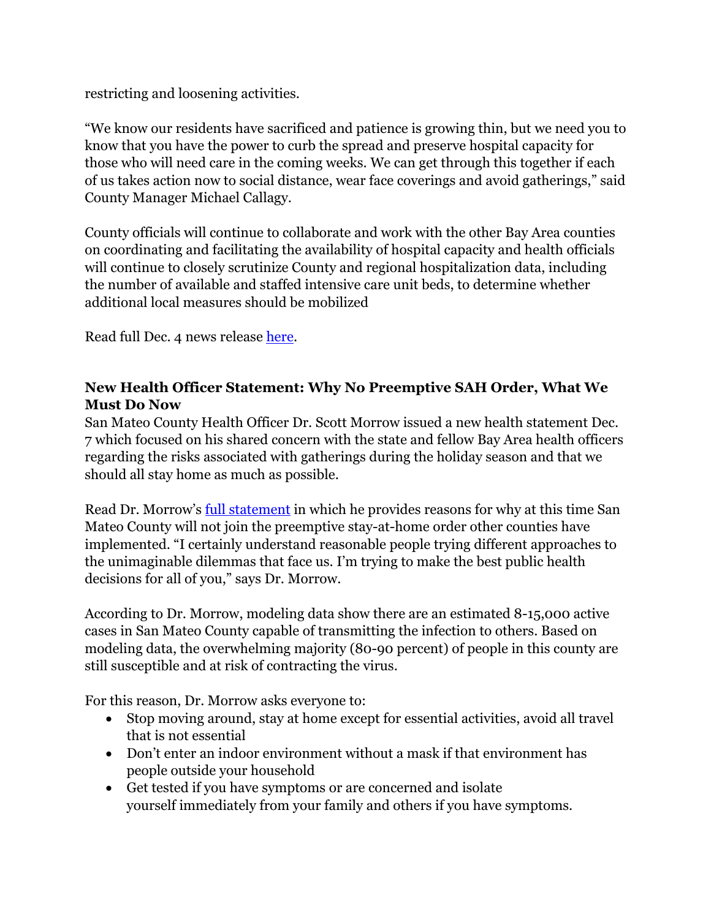restricting and loosening activities.

"We know our residents have sacrificed and patience is growing thin, but we need you to know that you have the power to curb the spread and preserve hospital capacity for those who will need care in the coming weeks. We can get through this together if each of us takes action now to social distance, wear face coverings and avoid gatherings," said County Manager Michael Callagy.

County officials will continue to collaborate and work with the other Bay Area counties on coordinating and facilitating the availability of hospital capacity and health officials will continue to closely scrutinize County and regional hospitalization data, including the number of available and staffed intensive care unit beds, to determine whether additional local measures should be mobilized

Read full Dec. 4 news release [here](#).

**New Health Officer Statement: Why No Preemptive SAH Order, What We Must Do Now**

San Mateo County Health Officer Dr. Scott Morrow issued a new health statement Dec. 7 which focused on his shared concern with the state and fellow Bay Area health officers regarding the risks associated with gatherings during the holiday season and that we should all stay home as much as possible.

Read Dr. Morrow's [full statement](#) in which he provides reasons for why at this time San Mateo County will not join the preemptive stay-at-home order other counties have implemented. "I certainly understand reasonable people trying different approaches to the unimaginable dilemmas that face us. I'm trying to make the best public health decisions for all of you," says Dr. Morrow.

According to Dr. Morrow, modeling data show there are an estimated 8-15,000 active cases in San Mateo County capable of transmitting the infection to others. Based on modeling data, the overwhelming majority (80-90 percent) of people in this county are still susceptible and at risk of contracting the virus.

For this reason, Dr. Morrow asks everyone to:

- Stop moving around, stay at home except for essential activities, avoid all travel that is not essential
- Don't enter an indoor environment without a mask if that environment has people outside your household
- Get tested if you have symptoms or are concerned and isolate yourself immediately from your family and others if you have symptoms.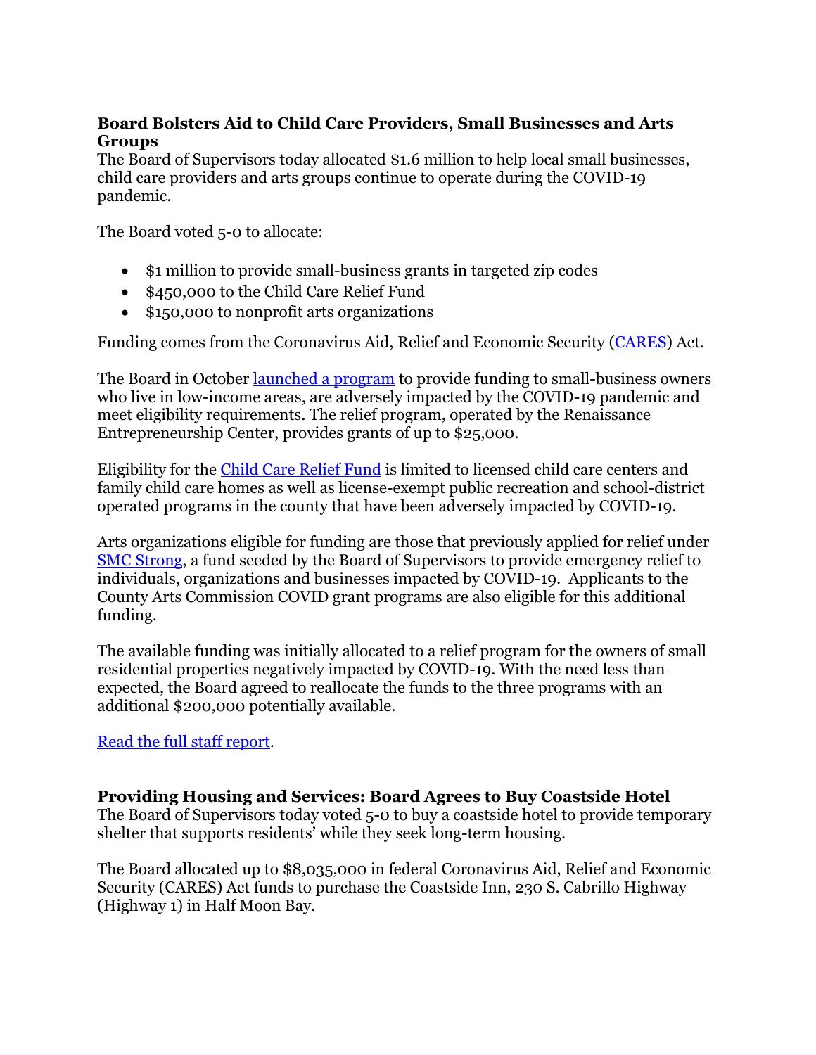### Board Bolsters Aid to Child Care Providers, Small Businesses and Arts Groups

The Board of Supervisors today allocated $1.6 million to help local small businesses, child care providers and arts groups continue to operate during the COVID-19 pandemic.

The Board voted 5-0 to allocate:

- $1 million to provide small-business grants in targeted zip codes
- $450,000 to the Child Care Relief Fund
- $150,000 to nonprofit arts organizations

Funding comes from the Coronavirus Aid, Relief and Economic Security (CARES) Act.

The Board in October launched a program to provide funding to small-business owners who live in low-income areas, are adversely impacted by the COVID-19 pandemic and meet eligibility requirements. The relief program, operated by the Renaissance Entrepreneurship Center, provides grants of up to $25,000.

Eligibility for the Child Care Relief Fund is limited to licensed child care centers and family child care homes as well as license-exempt public recreation and school-district operated programs in the county that have been adversely impacted by COVID-19.

Arts organizations eligible for funding are those that previously applied for relief under SMC Strong, a fund seeded by the Board of Supervisors to provide emergency relief to individuals, organizations and businesses impacted by COVID-19. Applicants to the County Arts Commission COVID grant programs are also eligible for this additional funding.

The available funding was initially allocated to a relief program for the owners of small residential properties negatively impacted by COVID-19. With the need less than expected, the Board agreed to reallocate the funds to the three programs with an additional $200,000 potentially available.

Read the full staff report.

### Providing Housing and Services: Board Agrees to Buy Coastside Hotel

The Board of Supervisors today voted 5-0 to buy a coastside hotel to provide temporary shelter that supports residents' while they seek long-term housing.

The Board allocated up to $8,035,000 in federal Coronavirus Aid, Relief and Economic Security (CARES) Act funds to purchase the Coastside Inn, 230 S. Cabrillo Highway (Highway 1) in Half Moon Bay.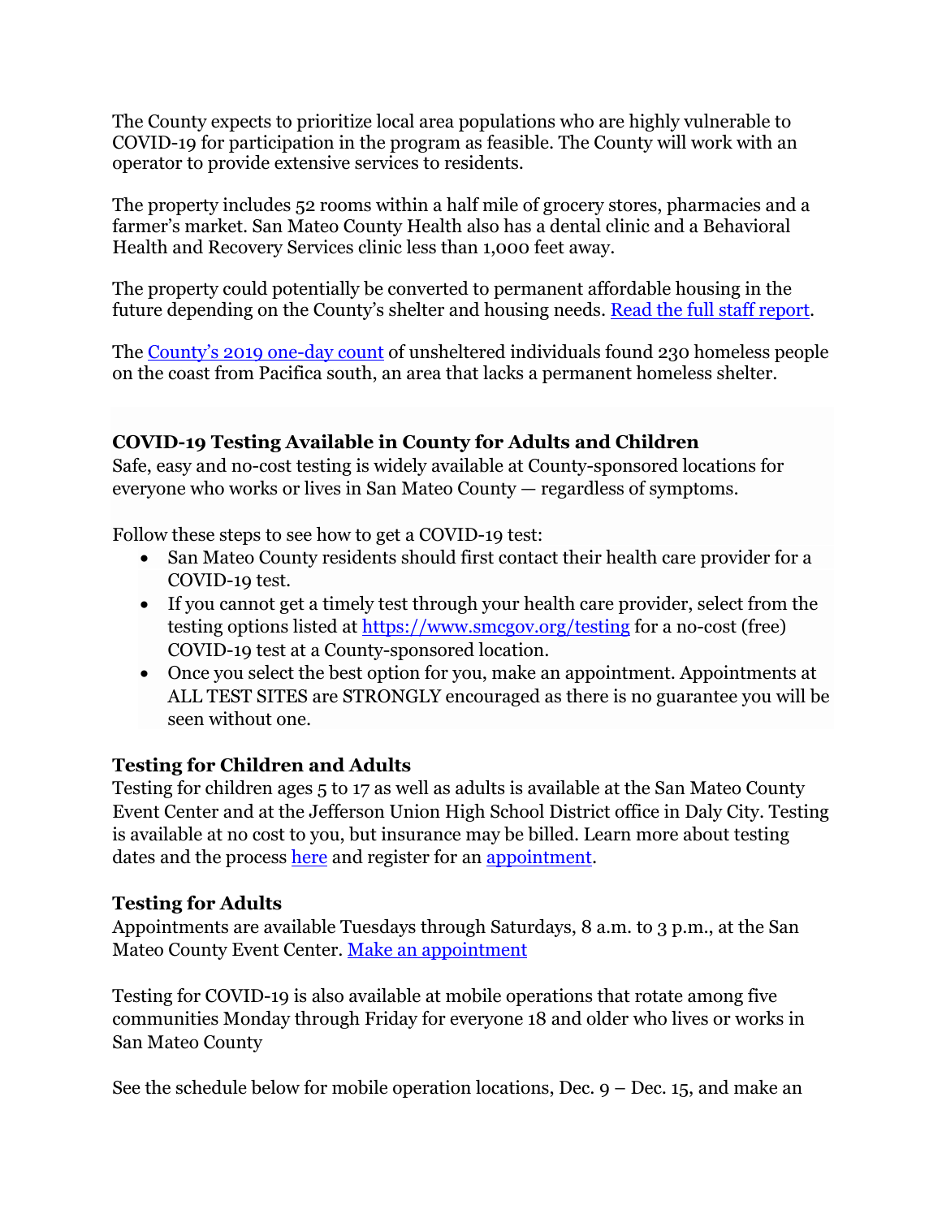The County expects to prioritize local area populations who are highly vulnerable to COVID-19 for participation in the program as feasible. The County will work with an operator to provide extensive services to residents.

The property includes 52 rooms within a half mile of grocery stores, pharmacies and a farmer's market. San Mateo County Health also has a dental clinic and a Behavioral Health and Recovery Services clinic less than 1,000 feet away.

The property could potentially be converted to permanent affordable housing in the future depending on the County's shelter and housing needs. Read the full staff report.

The County's 2019 one-day count of unsheltered individuals found 230 homeless people on the coast from Pacifica south, an area that lacks a permanent homeless shelter.

### COVID-19 Testing Available in County for Adults and Children

Safe, easy and no-cost testing is widely available at County-sponsored locations for everyone who works or lives in San Mateo County — regardless of symptoms.

Follow these steps to see how to get a COVID-19 test:

- San Mateo County residents should first contact their health care provider for a COVID-19 test.
- If you cannot get a timely test through your health care provider, select from the testing options listed at https://www.smcgov.org/testing for a no-cost (free) COVID-19 test at a County-sponsored location.
- Once you select the best option for you, make an appointment. Appointments at ALL TEST SITES are STRONGLY encouraged as there is no guarantee you will be seen without one.

### Testing for Children and Adults

Testing for children ages 5 to 17 as well as adults is available at the San Mateo County Event Center and at the Jefferson Union High School District office in Daly City. Testing is available at no cost to you, but insurance may be billed. Learn more about testing dates and the process here and register for an appointment.

### Testing for Adults

Appointments are available Tuesdays through Saturdays, 8 a.m. to 3 p.m., at the San Mateo County Event Center. Make an appointment

Testing for COVID-19 is also available at mobile operations that rotate among five communities Monday through Friday for everyone 18 and older who lives or works in San Mateo County

See the schedule below for mobile operation locations, Dec. 9 – Dec. 15, and make an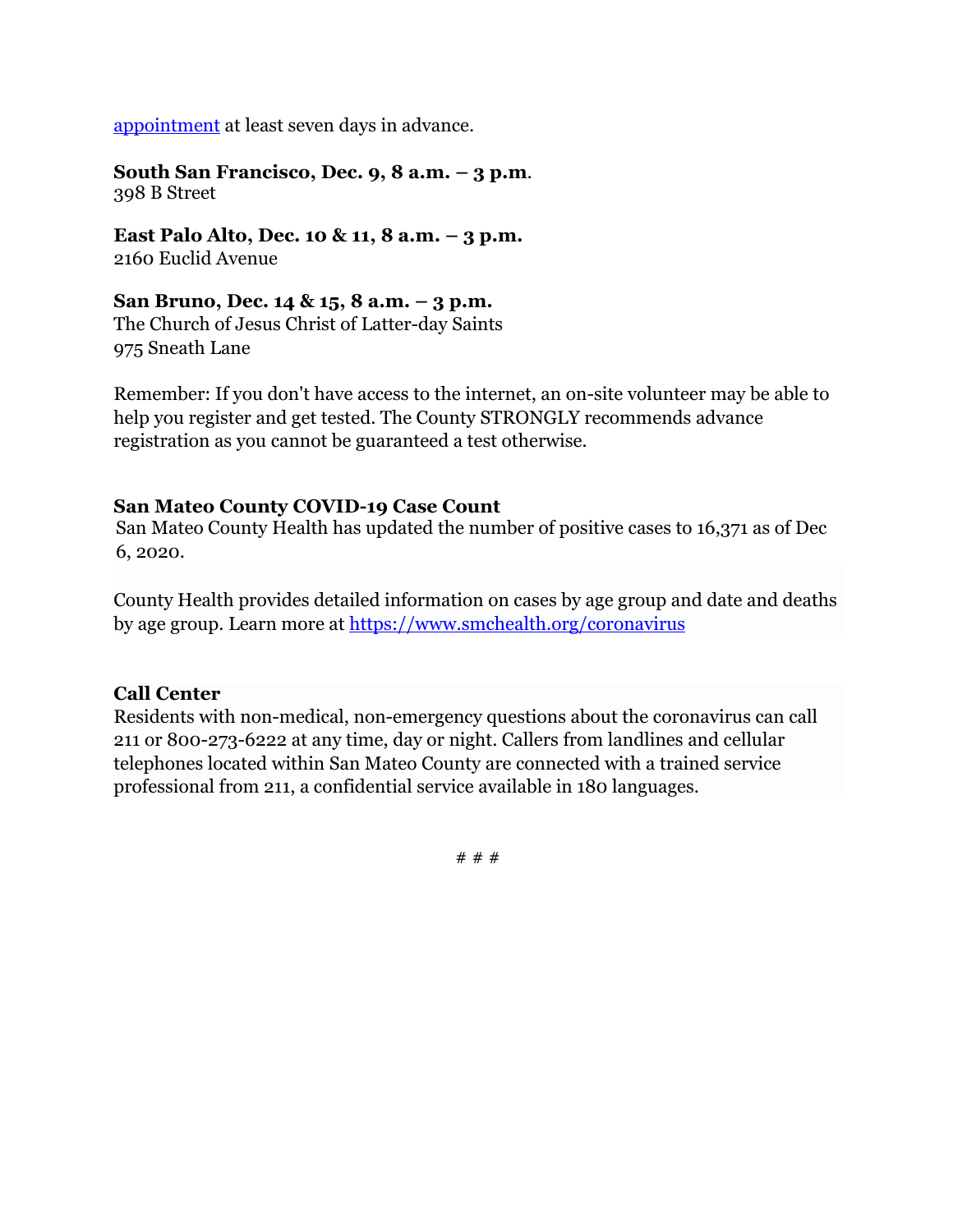[appointment](#) at least seven days in advance.

**South San Francisco, Dec. 9, 8 a.m. – 3 p.m**.
398 B Street

**East Palo Alto, Dec. 10 & 11, 8 a.m. – 3 p.m.**
2160 Euclid Avenue

**San Bruno, Dec. 14 & 15, 8 a.m. – 3 p.m.**
The Church of Jesus Christ of Latter-day Saints
975 Sneath Lane

Remember: If you don't have access to the internet, an on-site volunteer may be able to help you register and get tested. The County STRONGLY recommends advance registration as you cannot be guaranteed a test otherwise.

**San Mateo County COVID-19 Case Count**
San Mateo County Health has updated the number of positive cases to 16,371 as of Dec 6, 2020.

County Health provides detailed information on cases by age group and date and deaths by age group. Learn more at https://www.smchealth.org/coronavirus

**Call Center**
Residents with non-medical, non-emergency questions about the coronavirus can call 211 or 800-273-6222 at any time, day or night. Callers from landlines and cellular telephones located within San Mateo County are connected with a trained service professional from 211, a confidential service available in 180 languages.

# # #